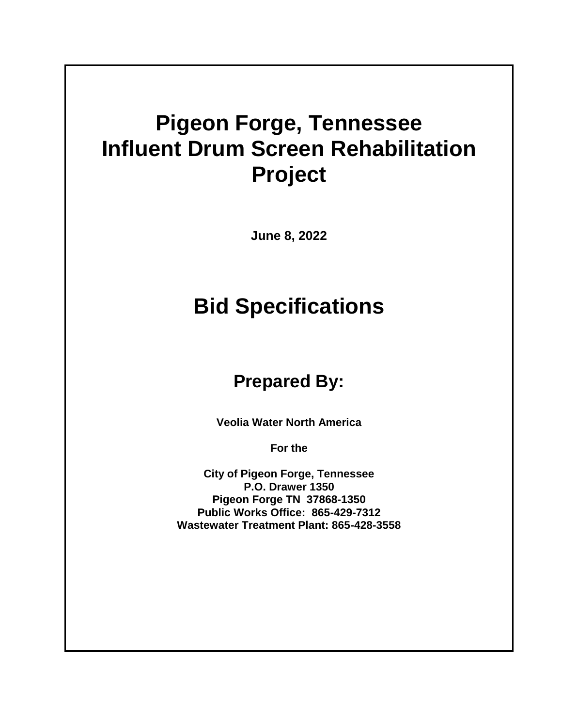# Pigeon Forge, Tennessee
# Influent Drum Screen Rehabilitation Project

**June 8, 2022**

# Bid Specifications

## Prepared By:

**Veolia Water North America**

**For the**

**City of Pigeon Forge, Tennessee**
**P.O. Drawer 1350**
**Pigeon Forge TN 37868-1350**
**Public Works Office: 865-429-7312**
**Wastewater Treatment Plant: 865-428-3558**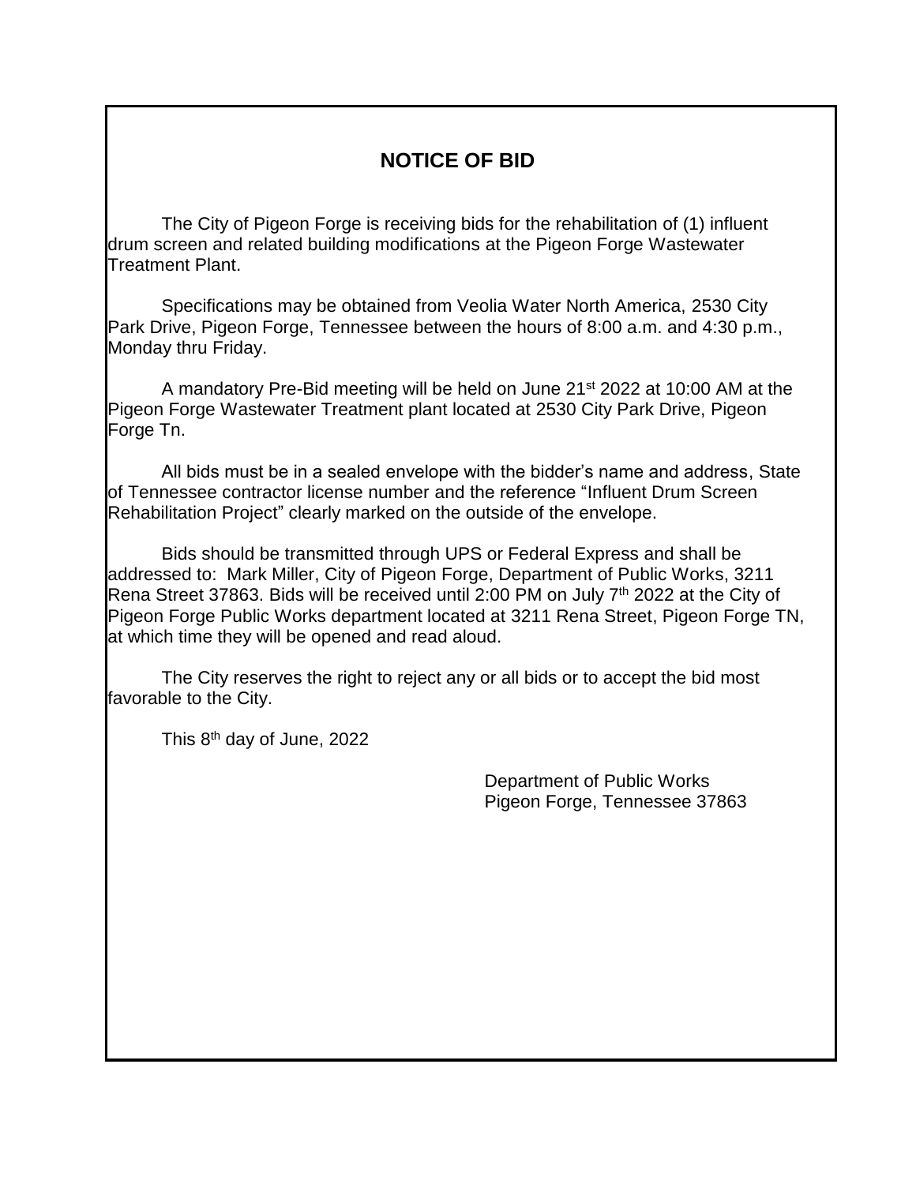# NOTICE OF BID

The City of Pigeon Forge is receiving bids for the rehabilitation of (1) influent drum screen and related building modifications at the Pigeon Forge Wastewater Treatment Plant.

Specifications may be obtained from Veolia Water North America, 2530 City Park Drive, Pigeon Forge, Tennessee between the hours of 8:00 a.m. and 4:30 p.m., Monday thru Friday.

A mandatory Pre-Bid meeting will be held on June 21st 2022 at 10:00 AM at the Pigeon Forge Wastewater Treatment plant located at 2530 City Park Drive, Pigeon Forge Tn.

All bids must be in a sealed envelope with the bidder's name and address, State of Tennessee contractor license number and the reference "Influent Drum Screen Rehabilitation Project" clearly marked on the outside of the envelope.

Bids should be transmitted through UPS or Federal Express and shall be addressed to: Mark Miller, City of Pigeon Forge, Department of Public Works, 3211 Rena Street 37863. Bids will be received until 2:00 PM on July 7th 2022 at the City of Pigeon Forge Public Works department located at 3211 Rena Street, Pigeon Forge TN, at which time they will be opened and read aloud.

The City reserves the right to reject any or all bids or to accept the bid most favorable to the City.

This 8th day of June, 2022

Department of Public Works
Pigeon Forge, Tennessee 37863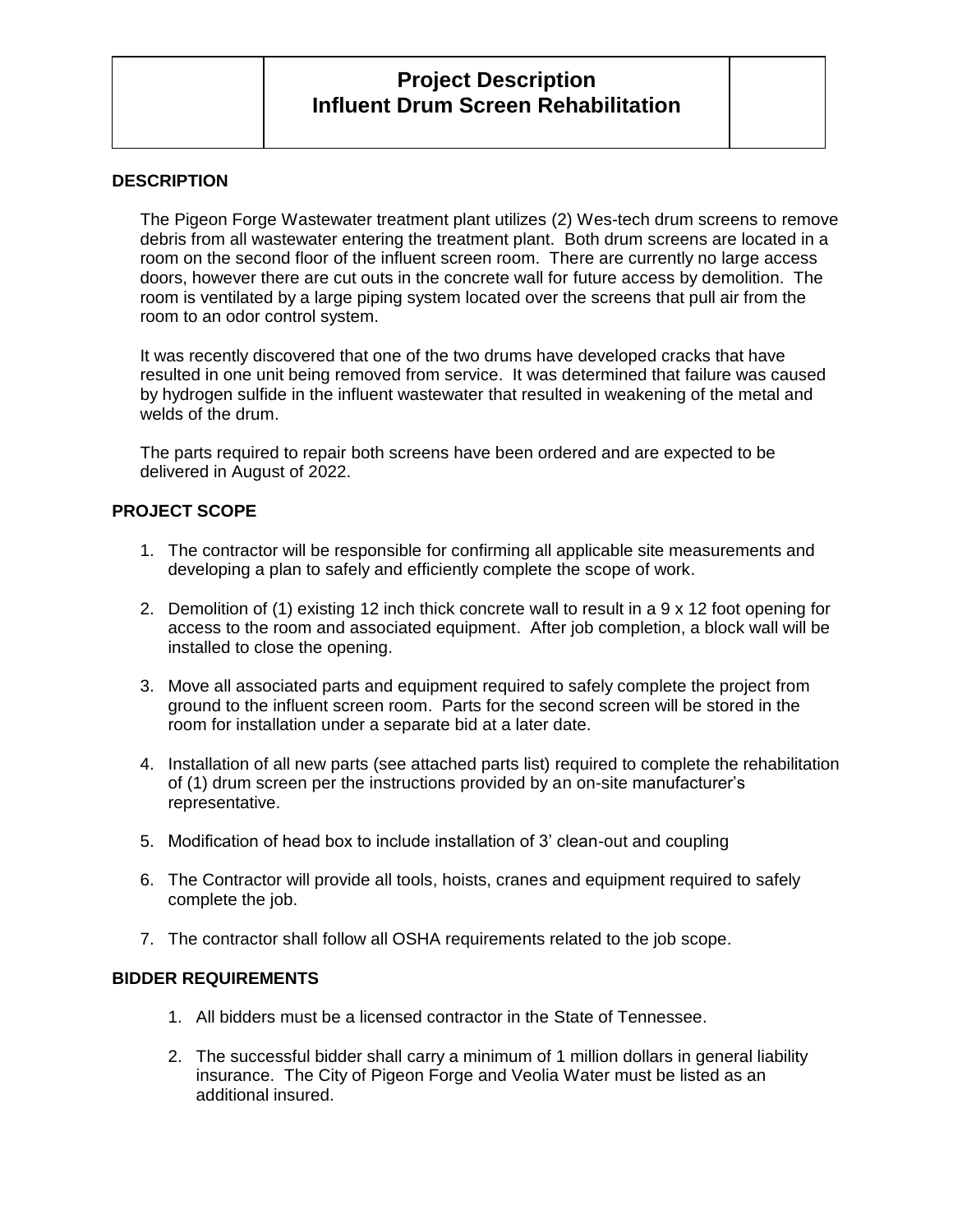# Project Description
# Influent Drum Screen Rehabilitation

## DESCRIPTION

The Pigeon Forge Wastewater treatment plant utilizes (2) Wes-tech drum screens to remove debris from all wastewater entering the treatment plant. Both drum screens are located in a room on the second floor of the influent screen room. There are currently no large access doors, however there are cut outs in the concrete wall for future access by demolition. The room is ventilated by a large piping system located over the screens that pull air from the room to an odor control system.

It was recently discovered that one of the two drums have developed cracks that have resulted in one unit being removed from service. It was determined that failure was caused by hydrogen sulfide in the influent wastewater that resulted in weakening of the metal and welds of the drum.

The parts required to repair both screens have been ordered and are expected to be delivered in August of 2022.

## PROJECT SCOPE

1. The contractor will be responsible for confirming all applicable site measurements and developing a plan to safely and efficiently complete the scope of work.
2. Demolition of (1) existing 12 inch thick concrete wall to result in a 9 x 12 foot opening for access to the room and associated equipment. After job completion, a block wall will be installed to close the opening.
3. Move all associated parts and equipment required to safely complete the project from ground to the influent screen room. Parts for the second screen will be stored in the room for installation under a separate bid at a later date.
4. Installation of all new parts (see attached parts list) required to complete the rehabilitation of (1) drum screen per the instructions provided by an on-site manufacturer's representative.
5. Modification of head box to include installation of 3' clean-out and coupling
6. The Contractor will provide all tools, hoists, cranes and equipment required to safely complete the job.
7. The contractor shall follow all OSHA requirements related to the job scope.

## BIDDER REQUIREMENTS

1. All bidders must be a licensed contractor in the State of Tennessee.
2. The successful bidder shall carry a minimum of 1 million dollars in general liability insurance. The City of Pigeon Forge and Veolia Water must be listed as an additional insured.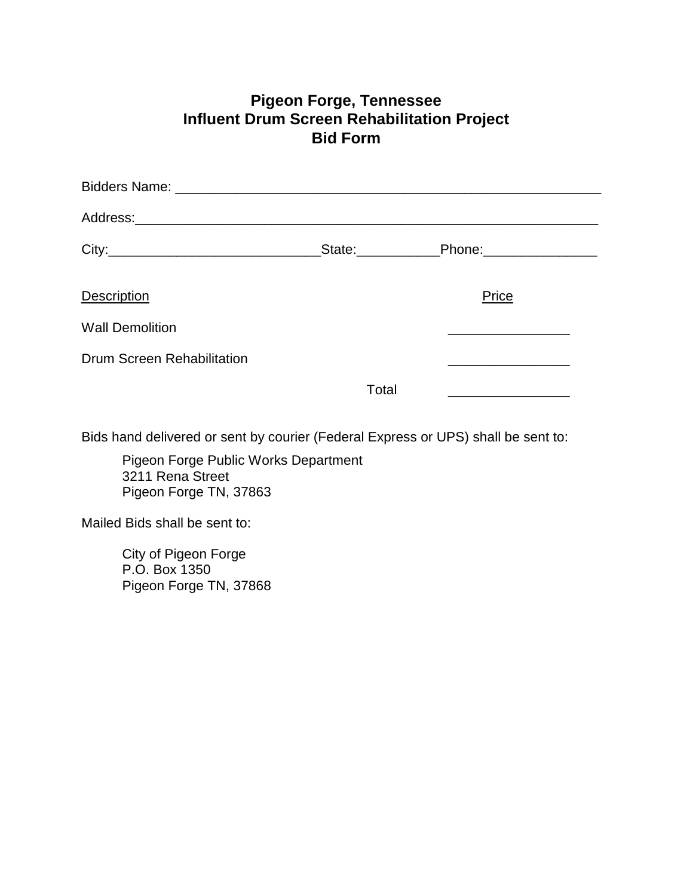# Pigeon Forge, Tennessee
# Influent Drum Screen Rehabilitation Project
# Bid Form

Bidders Name: ___________________________________________________________

Address:_________________________________________________________________

City:____________________________State:___________Phone:_______________

| Description | | Price |
|---|---|---|
| Wall Demolition | | ________________ |
| Drum Screen Rehabilitation | | ________________ |
| | Total | ________________ |

Bids hand delivered or sent by courier (Federal Express or UPS) shall be sent to:

Pigeon Forge Public Works Department
3211 Rena Street
Pigeon Forge TN, 37863

Mailed Bids shall be sent to:

City of Pigeon Forge
P.O. Box 1350
Pigeon Forge TN, 37868